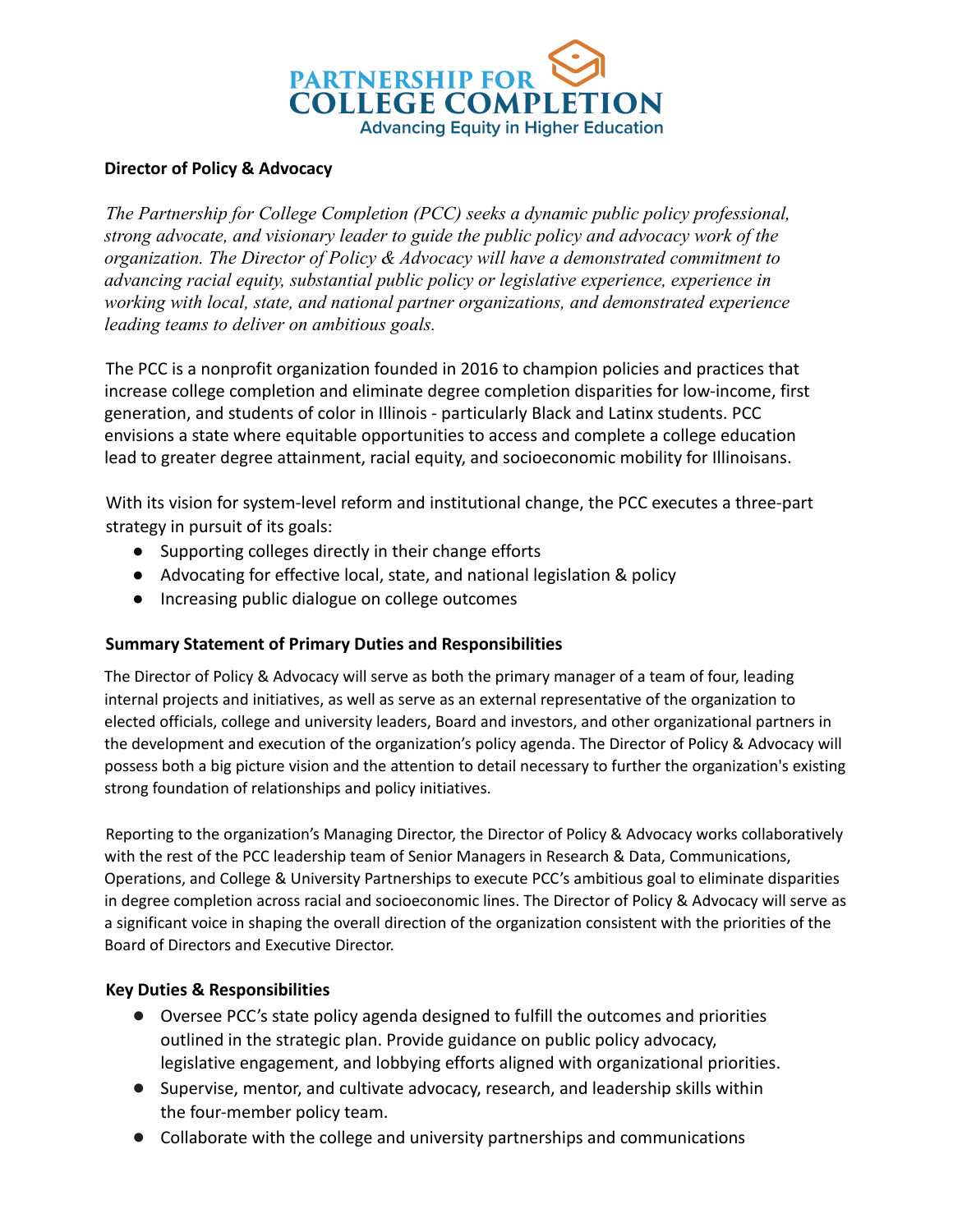**PARTNERSHIP FOR COLLEGE COMPLETION**

Advancing Equity in Higher Education

## Director of Policy & Advocacy

*The Partnership for College Completion (PCC) seeks a dynamic public policy professional, strong advocate, and visionary leader to guide the public policy and advocacy work of the organization. The Director of Policy & Advocacy will have a demonstrated commitment to advancing racial equity, substantial public policy or legislative experience, experience in working with local, state, and national partner organizations, and demonstrated experience leading teams to deliver on ambitious goals.*

The PCC is a nonprofit organization founded in 2016 to champion policies and practices that increase college completion and eliminate degree completion disparities for low-income, first generation, and students of color in Illinois - particularly Black and Latinx students. PCC envisions a state where equitable opportunities to access and complete a college education lead to greater degree attainment, racial equity, and socioeconomic mobility for Illinoisans.

With its vision for system-level reform and institutional change, the PCC executes a three-part strategy in pursuit of its goals:

- Supporting colleges directly in their change efforts
- Advocating for effective local, state, and national legislation & policy
- Increasing public dialogue on college outcomes

### Summary Statement of Primary Duties and Responsibilities

The Director of Policy & Advocacy will serve as both the primary manager of a team of four, leading internal projects and initiatives, as well as serve as an external representative of the organization to elected officials, college and university leaders, Board and investors, and other organizational partners in the development and execution of the organization's policy agenda. The Director of Policy & Advocacy will possess both a big picture vision and the attention to detail necessary to further the organization's existing strong foundation of relationships and policy initiatives.

Reporting to the organization's Managing Director, the Director of Policy & Advocacy works collaboratively with the rest of the PCC leadership team of Senior Managers in Research & Data, Communications, Operations, and College & University Partnerships to execute PCC's ambitious goal to eliminate disparities in degree completion across racial and socioeconomic lines. The Director of Policy & Advocacy will serve as a significant voice in shaping the overall direction of the organization consistent with the priorities of the Board of Directors and Executive Director.

### Key Duties & Responsibilities

- Oversee PCC's state policy agenda designed to fulfill the outcomes and priorities outlined in the strategic plan. Provide guidance on public policy advocacy, legislative engagement, and lobbying efforts aligned with organizational priorities.
- Supervise, mentor, and cultivate advocacy, research, and leadership skills within the four-member policy team.
- Collaborate with the college and university partnerships and communications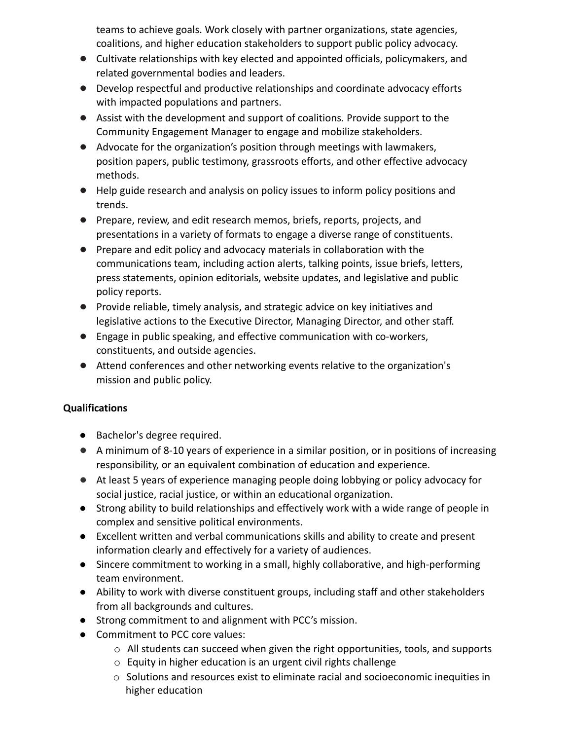teams to achieve goals. Work closely with partner organizations, state agencies, coalitions, and higher education stakeholders to support public policy advocacy.

- Cultivate relationships with key elected and appointed officials, policymakers, and related governmental bodies and leaders.
- Develop respectful and productive relationships and coordinate advocacy efforts with impacted populations and partners.
- Assist with the development and support of coalitions. Provide support to the Community Engagement Manager to engage and mobilize stakeholders.
- Advocate for the organization's position through meetings with lawmakers, position papers, public testimony, grassroots efforts, and other effective advocacy methods.
- Help guide research and analysis on policy issues to inform policy positions and trends.
- Prepare, review, and edit research memos, briefs, reports, projects, and presentations in a variety of formats to engage a diverse range of constituents.
- Prepare and edit policy and advocacy materials in collaboration with the communications team, including action alerts, talking points, issue briefs, letters, press statements, opinion editorials, website updates, and legislative and public policy reports.
- Provide reliable, timely analysis, and strategic advice on key initiatives and legislative actions to the Executive Director, Managing Director, and other staff.
- Engage in public speaking, and effective communication with co-workers, constituents, and outside agencies.
- Attend conferences and other networking events relative to the organization's mission and public policy.

**Qualifications**

- Bachelor's degree required.
- A minimum of 8-10 years of experience in a similar position, or in positions of increasing responsibility, or an equivalent combination of education and experience.
- At least 5 years of experience managing people doing lobbying or policy advocacy for social justice, racial justice, or within an educational organization.
- Strong ability to build relationships and effectively work with a wide range of people in complex and sensitive political environments.
- Excellent written and verbal communications skills and ability to create and present information clearly and effectively for a variety of audiences.
- Sincere commitment to working in a small, highly collaborative, and high-performing team environment.
- Ability to work with diverse constituent groups, including staff and other stakeholders from all backgrounds and cultures.
- Strong commitment to and alignment with PCC's mission.
- Commitment to PCC core values:
  - All students can succeed when given the right opportunities, tools, and supports
  - Equity in higher education is an urgent civil rights challenge
  - Solutions and resources exist to eliminate racial and socioeconomic inequities in higher education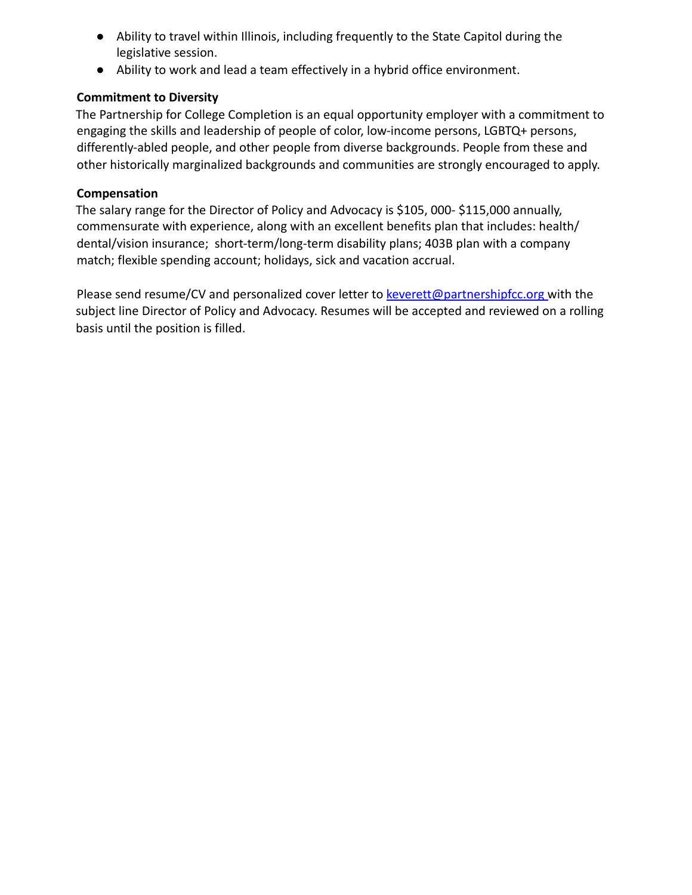- Ability to travel within Illinois, including frequently to the State Capitol during the legislative session.
- Ability to work and lead a team effectively in a hybrid office environment.

**Commitment to Diversity**

The Partnership for College Completion is an equal opportunity employer with a commitment to engaging the skills and leadership of people of color, low-income persons, LGBTQ+ persons, differently-abled people, and other people from diverse backgrounds. People from these and other historically marginalized backgrounds and communities are strongly encouraged to apply.

**Compensation**

The salary range for the Director of Policy and Advocacy is $105, 000- $115,000 annually, commensurate with experience, along with an excellent benefits plan that includes: health/ dental/vision insurance; short-term/long-term disability plans; 403B plan with a company match; flexible spending account; holidays, sick and vacation accrual.

Please send resume/CV and personalized cover letter to keverett@partnershipfcc.org with the subject line Director of Policy and Advocacy. Resumes will be accepted and reviewed on a rolling basis until the position is filled.